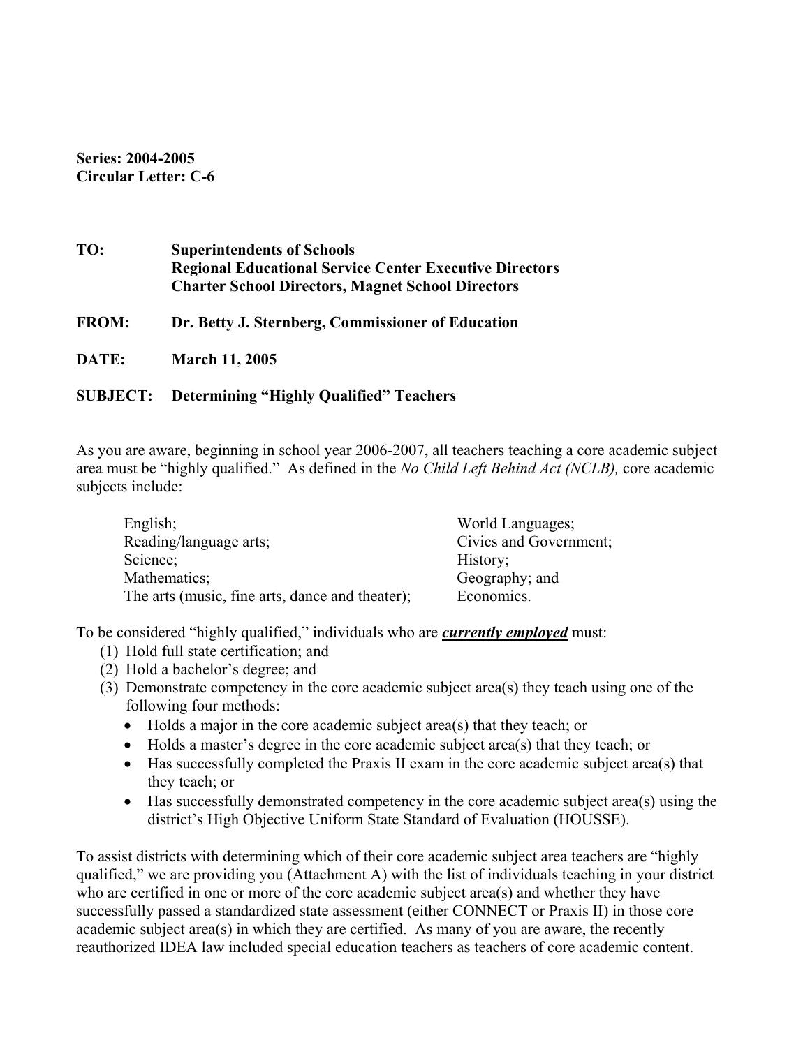**Series: 2004-2005**
**Circular Letter: C-6**

**TO:** **Superintendents of Schools**
**Regional Educational Service Center Executive Directors**
**Charter School Directors, Magnet School Directors**

**FROM:** **Dr. Betty J. Sternberg, Commissioner of Education**

**DATE:** **March 11, 2005**

**SUBJECT:** **Determining "Highly Qualified" Teachers**

As you are aware, beginning in school year 2006-2007, all teachers teaching a core academic subject area must be "highly qualified." As defined in the *No Child Left Behind Act (NCLB),* core academic subjects include:

- English;
- Reading/language arts;
- Science;
- Mathematics;
- The arts (music, fine arts, dance and theater);
- World Languages;
- Civics and Government;
- History;
- Geography; and
- Economics.

To be considered "highly qualified," individuals who are ***currently employed*** must:

1. Hold full state certification; and
2. Hold a bachelor's degree; and
3. Demonstrate competency in the core academic subject area(s) they teach using one of the following four methods:
   - Holds a major in the core academic subject area(s) that they teach; or
   - Holds a master's degree in the core academic subject area(s) that they teach; or
   - Has successfully completed the Praxis II exam in the core academic subject area(s) that they teach; or
   - Has successfully demonstrated competency in the core academic subject area(s) using the district's High Objective Uniform State Standard of Evaluation (HOUSSE).

To assist districts with determining which of their core academic subject area teachers are "highly qualified," we are providing you (Attachment A) with the list of individuals teaching in your district who are certified in one or more of the core academic subject area(s) and whether they have successfully passed a standardized state assessment (either CONNECT or Praxis II) in those core academic subject area(s) in which they are certified. As many of you are aware, the recently reauthorized IDEA law included special education teachers as teachers of core academic content.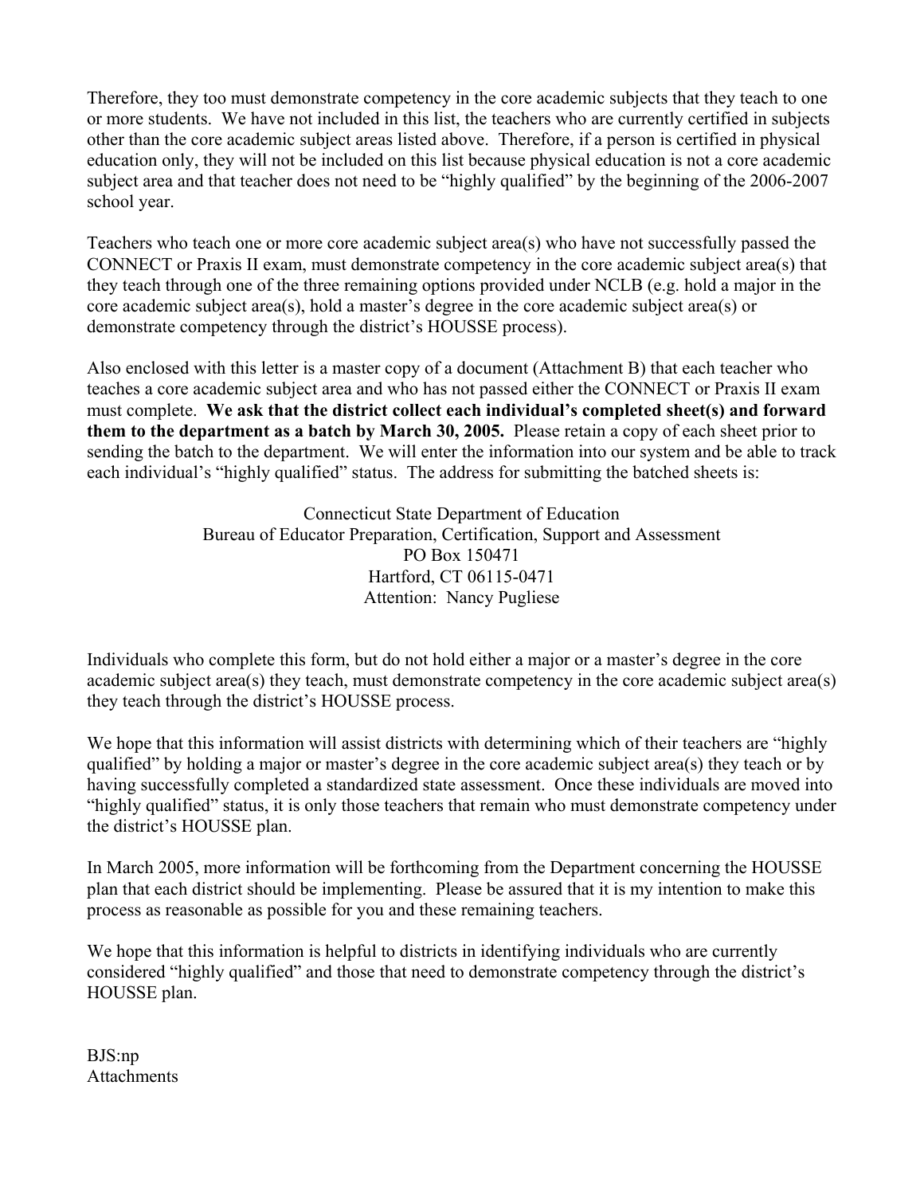Therefore, they too must demonstrate competency in the core academic subjects that they teach to one or more students. We have not included in this list, the teachers who are currently certified in subjects other than the core academic subject areas listed above. Therefore, if a person is certified in physical education only, they will not be included on this list because physical education is not a core academic subject area and that teacher does not need to be "highly qualified" by the beginning of the 2006-2007 school year.

Teachers who teach one or more core academic subject area(s) who have not successfully passed the CONNECT or Praxis II exam, must demonstrate competency in the core academic subject area(s) that they teach through one of the three remaining options provided under NCLB (e.g. hold a major in the core academic subject area(s), hold a master's degree in the core academic subject area(s) or demonstrate competency through the district's HOUSSE process).

Also enclosed with this letter is a master copy of a document (Attachment B) that each teacher who teaches a core academic subject area and who has not passed either the CONNECT or Praxis II exam must complete. **We ask that the district collect each individual's completed sheet(s) and forward them to the department as a batch by March 30, 2005.** Please retain a copy of each sheet prior to sending the batch to the department. We will enter the information into our system and be able to track each individual's "highly qualified" status. The address for submitting the batched sheets is:

Connecticut State Department of Education  
Bureau of Educator Preparation, Certification, Support and Assessment  
PO Box 150471  
Hartford, CT 06115-0471  
Attention: Nancy Pugliese

Individuals who complete this form, but do not hold either a major or a master's degree in the core academic subject area(s) they teach, must demonstrate competency in the core academic subject area(s) they teach through the district's HOUSSE process.

We hope that this information will assist districts with determining which of their teachers are "highly qualified" by holding a major or master's degree in the core academic subject area(s) they teach or by having successfully completed a standardized state assessment. Once these individuals are moved into "highly qualified" status, it is only those teachers that remain who must demonstrate competency under the district's HOUSSE plan.

In March 2005, more information will be forthcoming from the Department concerning the HOUSSE plan that each district should be implementing. Please be assured that it is my intention to make this process as reasonable as possible for you and these remaining teachers.

We hope that this information is helpful to districts in identifying individuals who are currently considered "highly qualified" and those that need to demonstrate competency through the district's HOUSSE plan.

BJS:np  
Attachments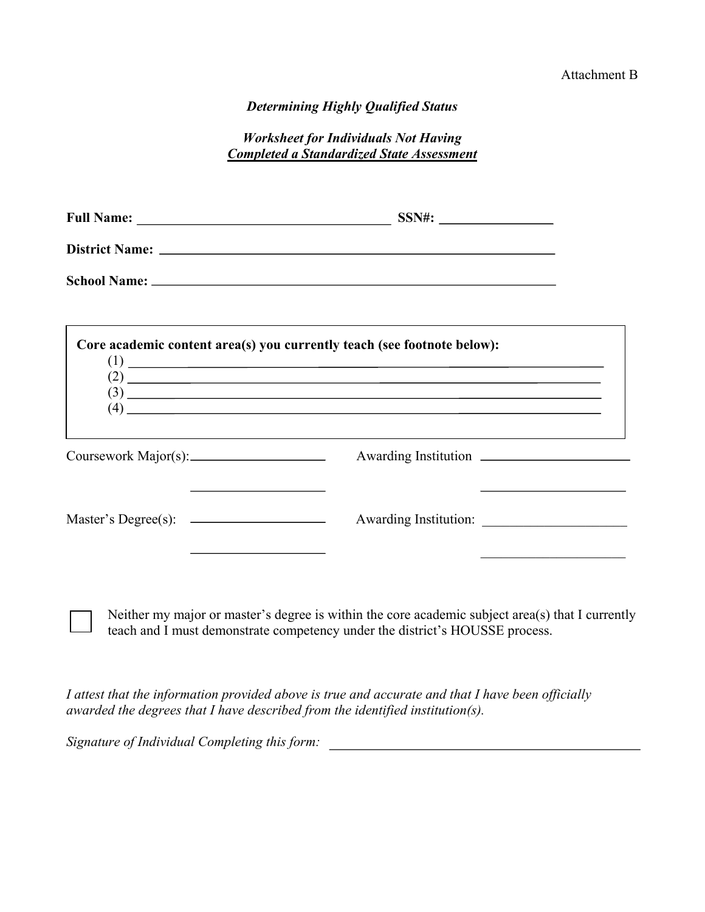Attachment B

***Determining Highly Qualified Status***

***Worksheet for Individuals Not Having***
***<u>Completed a Standardized State Assessment</u>***

**Full Name:** ______________________________________ **SSN#:** ________________

**District Name:** ___________________________________________________________

**School Name:** ____________________________________________________________

**Core academic content area(s) you currently teach (see footnote below):**

(1) ____________________________________________________________________

(2) ____________________________________________________________________

(3) ____________________________________________________________________

(4) ____________________________________________________________________

Coursework Major(s): ____________________ Awarding Institution ______________________

____________________ ______________________

Master's Degree(s): ____________________ Awarding Institution: ______________________

____________________ ______________________

☐ Neither my major or master's degree is within the core academic subject area(s) that I currently teach and I must demonstrate competency under the district's HOUSSE process.

*I attest that the information provided above is true and accurate and that I have been officially awarded the degrees that I have described from the identified institution(s).*

*Signature of Individual Completing this form:* ______________________________________________